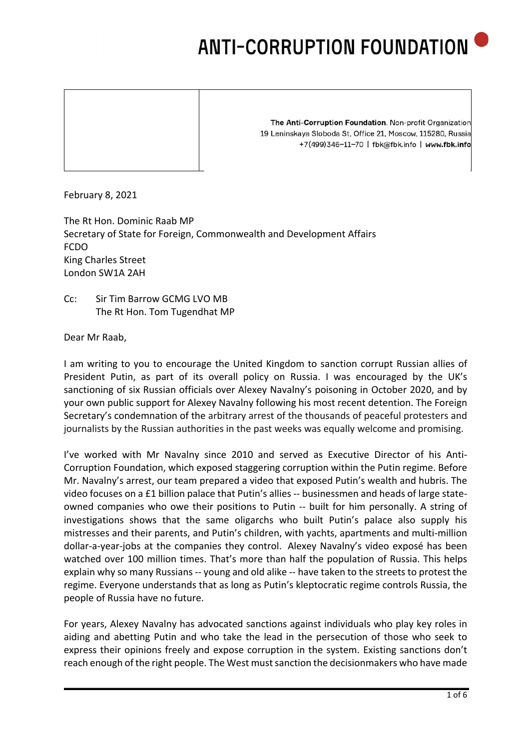# ANTI-CORRUPTION FOUNDATION

**The Anti-Corruption Foundation**. Non-profit Organization
19 Leninskaya Sloboda St, Office 21, Moscow, 115280, Russia
+7(499)346–11–70 | fbk@fbk.info | **www.fbk.info**

February 8, 2021

The Rt Hon. Dominic Raab MP
Secretary of State for Foreign, Commonwealth and Development Affairs
FCDO
King Charles Street
London SW1A 2AH

Cc: Sir Tim Barrow GCMG LVO MB
The Rt Hon. Tom Tugendhat MP

Dear Mr Raab,

I am writing to you to encourage the United Kingdom to sanction corrupt Russian allies of President Putin, as part of its overall policy on Russia. I was encouraged by the UK's sanctioning of six Russian officials over Alexey Navalny's poisoning in October 2020, and by your own public support for Alexey Navalny following his most recent detention. The Foreign Secretary's condemnation of the arbitrary arrest of the thousands of peaceful protesters and journalists by the Russian authorities in the past weeks was equally welcome and promising.

I've worked with Mr Navalny since 2010 and served as Executive Director of his Anti-Corruption Foundation, which exposed staggering corruption within the Putin regime. Before Mr. Navalny's arrest, our team prepared a video that exposed Putin's wealth and hubris. The video focuses on a £1 billion palace that Putin's allies -- businessmen and heads of large state-owned companies who owe their positions to Putin -- built for him personally. A string of investigations shows that the same oligarchs who built Putin's palace also supply his mistresses and their parents, and Putin's children, with yachts, apartments and multi-million dollar-a-year-jobs at the companies they control. Alexey Navalny's video exposé has been watched over 100 million times. That's more than half the population of Russia. This helps explain why so many Russians -- young and old alike -- have taken to the streets to protest the regime. Everyone understands that as long as Putin's kleptocratic regime controls Russia, the people of Russia have no future.

For years, Alexey Navalny has advocated sanctions against individuals who play key roles in aiding and abetting Putin and who take the lead in the persecution of those who seek to express their opinions freely and expose corruption in the system. Existing sanctions don't reach enough of the right people. The West must sanction the decisionmakers who have made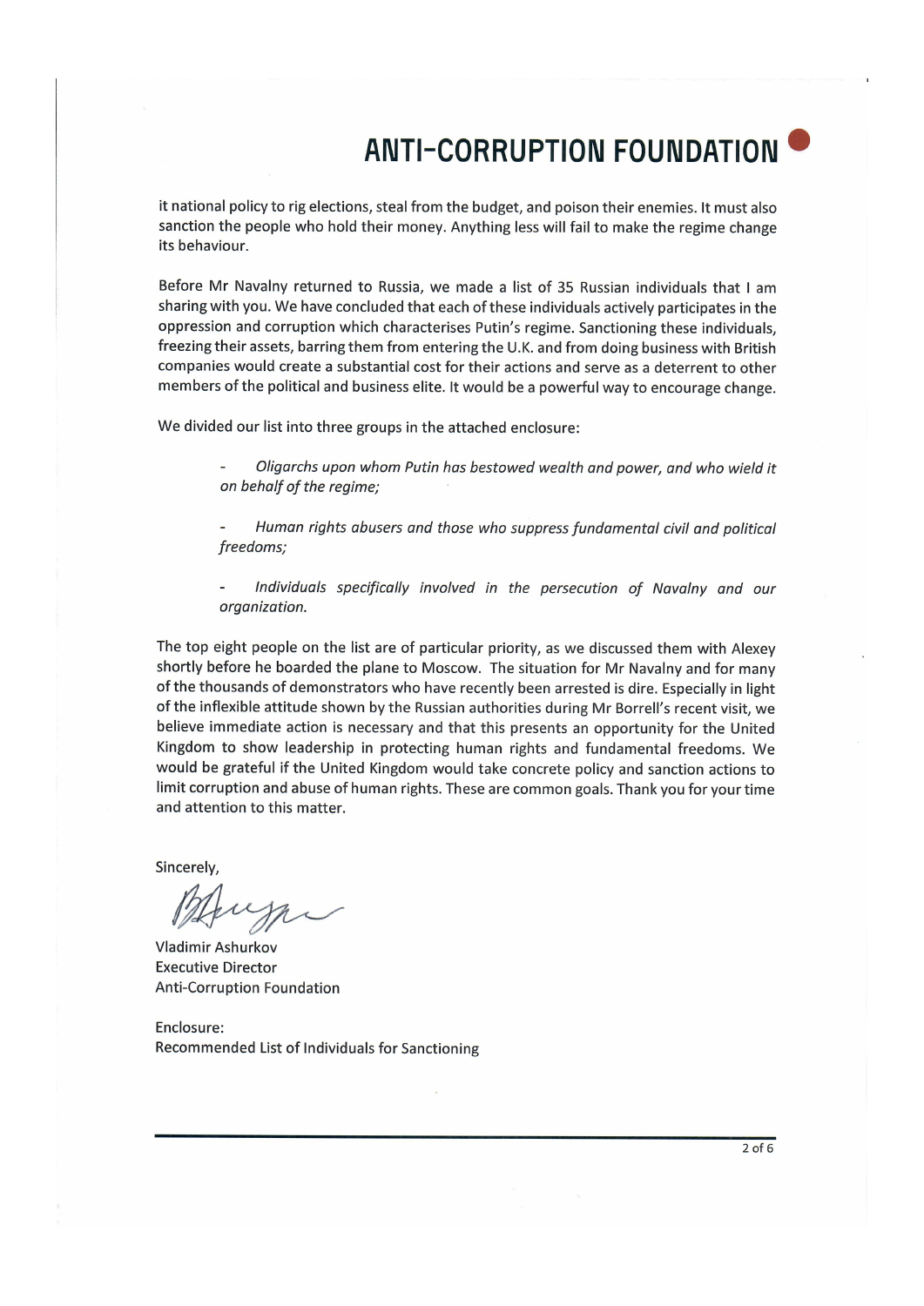# ANTI-CORRUPTION FOUNDATION

it national policy to rig elections, steal from the budget, and poison their enemies. It must also sanction the people who hold their money. Anything less will fail to make the regime change its behaviour.

Before Mr Navalny returned to Russia, we made a list of 35 Russian individuals that I am sharing with you. We have concluded that each of these individuals actively participates in the oppression and corruption which characterises Putin's regime. Sanctioning these individuals, freezing their assets, barring them from entering the U.K. and from doing business with British companies would create a substantial cost for their actions and serve as a deterrent to other members of the political and business elite. It would be a powerful way to encourage change.

We divided our list into three groups in the attached enclosure:

- *Oligarchs upon whom Putin has bestowed wealth and power, and who wield it on behalf of the regime;*
- *Human rights abusers and those who suppress fundamental civil and political freedoms;*
- *Individuals specifically involved in the persecution of Navalny and our organization.*

The top eight people on the list are of particular priority, as we discussed them with Alexey shortly before he boarded the plane to Moscow. The situation for Mr Navalny and for many of the thousands of demonstrators who have recently been arrested is dire. Especially in light of the inflexible attitude shown by the Russian authorities during Mr Borrell's recent visit, we believe immediate action is necessary and that this presents an opportunity for the United Kingdom to show leadership in protecting human rights and fundamental freedoms. We would be grateful if the United Kingdom would take concrete policy and sanction actions to limit corruption and abuse of human rights. These are common goals. Thank you for your time and attention to this matter.

Sincerely,

Vladimir Ashurkov
Executive Director
Anti-Corruption Foundation

Enclosure:
Recommended List of Individuals for Sanctioning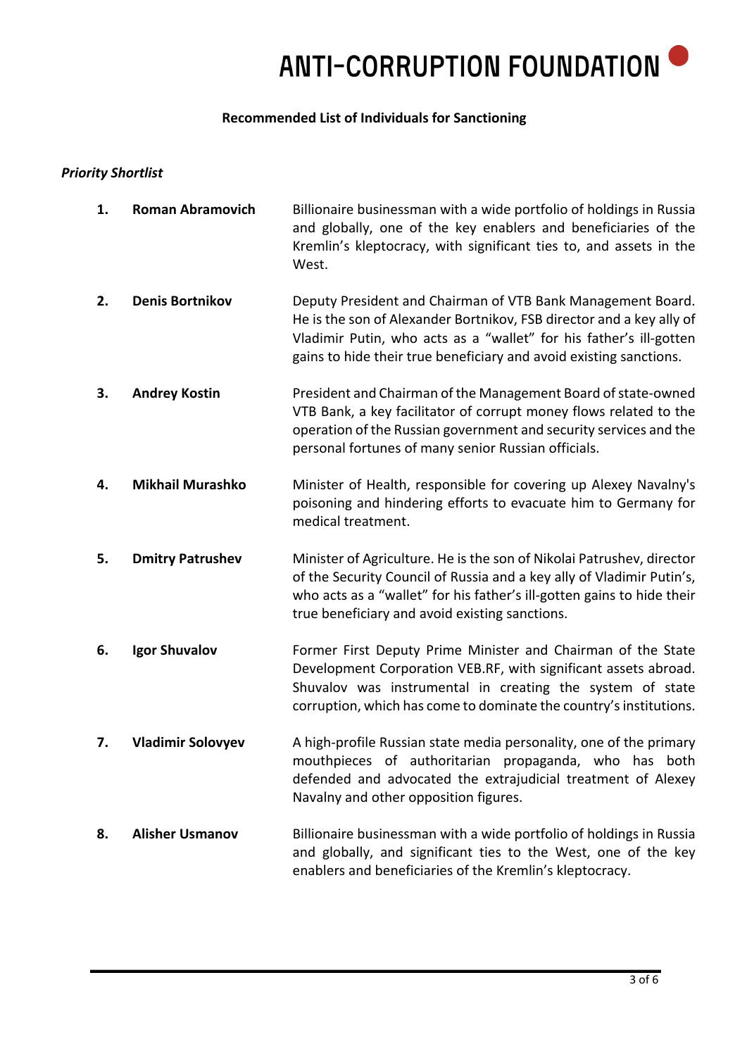# ANTI-CORRUPTION FOUNDATION

**Recommended List of Individuals for Sanctioning**

*Priority Shortlist*

1. **Roman Abramovich** — Billionaire businessman with a wide portfolio of holdings in Russia and globally, one of the key enablers and beneficiaries of the Kremlin's kleptocracy, with significant ties to, and assets in the West.

2. **Denis Bortnikov** — Deputy President and Chairman of VTB Bank Management Board. He is the son of Alexander Bortnikov, FSB director and a key ally of Vladimir Putin, who acts as a "wallet" for his father's ill-gotten gains to hide their true beneficiary and avoid existing sanctions.

3. **Andrey Kostin** — President and Chairman of the Management Board of state-owned VTB Bank, a key facilitator of corrupt money flows related to the operation of the Russian government and security services and the personal fortunes of many senior Russian officials.

4. **Mikhail Murashko** — Minister of Health, responsible for covering up Alexey Navalny's poisoning and hindering efforts to evacuate him to Germany for medical treatment.

5. **Dmitry Patrushev** — Minister of Agriculture. He is the son of Nikolai Patrushev, director of the Security Council of Russia and a key ally of Vladimir Putin's, who acts as a "wallet" for his father's ill-gotten gains to hide their true beneficiary and avoid existing sanctions.

6. **Igor Shuvalov** — Former First Deputy Prime Minister and Chairman of the State Development Corporation VEB.RF, with significant assets abroad. Shuvalov was instrumental in creating the system of state corruption, which has come to dominate the country's institutions.

7. **Vladimir Solovyev** — A high-profile Russian state media personality, one of the primary mouthpieces of authoritarian propaganda, who has both defended and advocated the extrajudicial treatment of Alexey Navalny and other opposition figures.

8. **Alisher Usmanov** — Billionaire businessman with a wide portfolio of holdings in Russia and globally, and significant ties to the West, one of the key enablers and beneficiaries of the Kremlin's kleptocracy.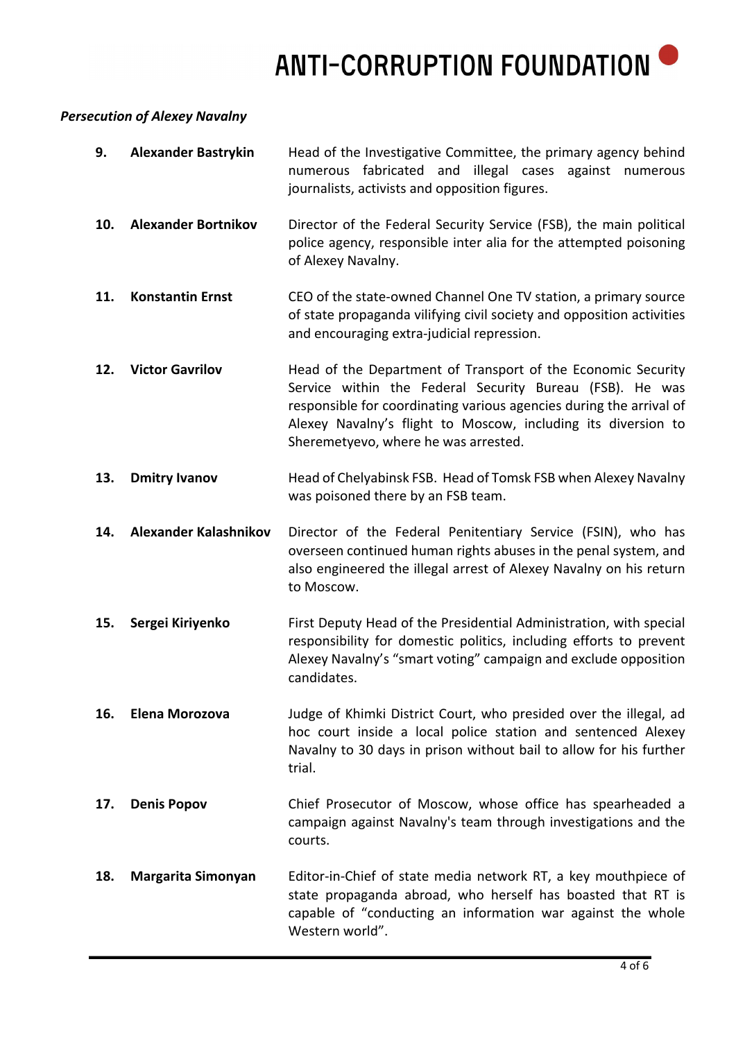*Persecution of Alexey Navalny*

| | | |
|---|---|---|
| **9.** | **Alexander Bastrykin** | Head of the Investigative Committee, the primary agency behind numerous fabricated and illegal cases against numerous journalists, activists and opposition figures. |
| **10.** | **Alexander Bortnikov** | Director of the Federal Security Service (FSB), the main political police agency, responsible inter alia for the attempted poisoning of Alexey Navalny. |
| **11.** | **Konstantin Ernst** | CEO of the state-owned Channel One TV station, a primary source of state propaganda vilifying civil society and opposition activities and encouraging extra-judicial repression. |
| **12.** | **Victor Gavrilov** | Head of the Department of Transport of the Economic Security Service within the Federal Security Bureau (FSB). He was responsible for coordinating various agencies during the arrival of Alexey Navalny's flight to Moscow, including its diversion to Sheremetyevo, where he was arrested. |
| **13.** | **Dmitry Ivanov** | Head of Chelyabinsk FSB. Head of Tomsk FSB when Alexey Navalny was poisoned there by an FSB team. |
| **14.** | **Alexander Kalashnikov** | Director of the Federal Penitentiary Service (FSIN), who has overseen continued human rights abuses in the penal system, and also engineered the illegal arrest of Alexey Navalny on his return to Moscow. |
| **15.** | **Sergei Kiriyenko** | First Deputy Head of the Presidential Administration, with special responsibility for domestic politics, including efforts to prevent Alexey Navalny's "smart voting" campaign and exclude opposition candidates. |
| **16.** | **Elena Morozova** | Judge of Khimki District Court, who presided over the illegal, ad hoc court inside a local police station and sentenced Alexey Navalny to 30 days in prison without bail to allow for his further trial. |
| **17.** | **Denis Popov** | Chief Prosecutor of Moscow, whose office has spearheaded a campaign against Navalny's team through investigations and the courts. |
| **18.** | **Margarita Simonyan** | Editor-in-Chief of state media network RT, a key mouthpiece of state propaganda abroad, who herself has boasted that RT is capable of "conducting an information war against the whole Western world". |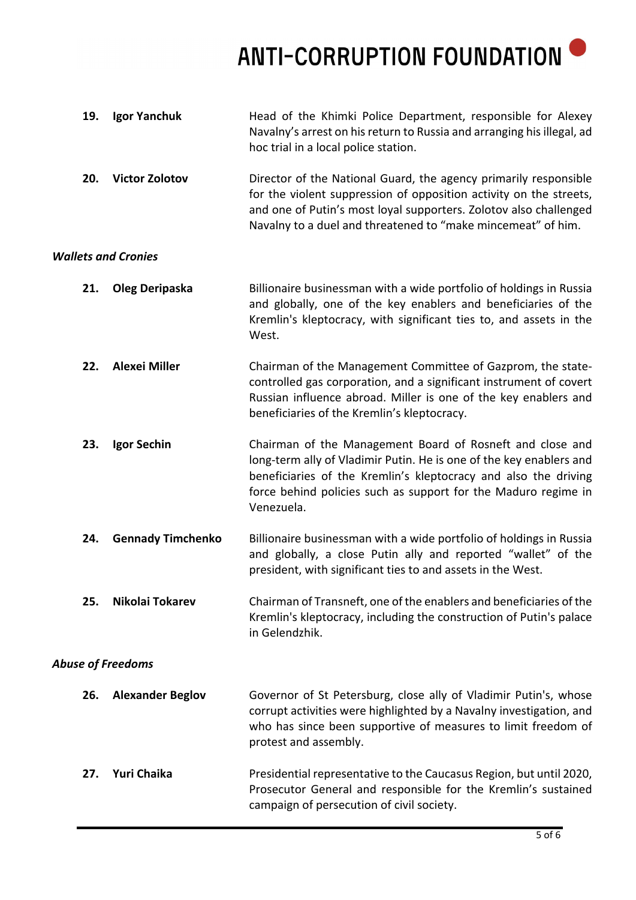**19. Igor Yanchuk** — Head of the Khimki Police Department, responsible for Alexey Navalny's arrest on his return to Russia and arranging his illegal, ad hoc trial in a local police station.

**20. Victor Zolotov** — Director of the National Guard, the agency primarily responsible for the violent suppression of opposition activity on the streets, and one of Putin's most loyal supporters. Zolotov also challenged Navalny to a duel and threatened to "make mincemeat" of him.

***Wallets and Cronies***

**21. Oleg Deripaska** — Billionaire businessman with a wide portfolio of holdings in Russia and globally, one of the key enablers and beneficiaries of the Kremlin's kleptocracy, with significant ties to, and assets in the West.

**22. Alexei Miller** — Chairman of the Management Committee of Gazprom, the state-controlled gas corporation, and a significant instrument of covert Russian influence abroad. Miller is one of the key enablers and beneficiaries of the Kremlin's kleptocracy.

**23. Igor Sechin** — Chairman of the Management Board of Rosneft and close and long-term ally of Vladimir Putin. He is one of the key enablers and beneficiaries of the Kremlin's kleptocracy and also the driving force behind policies such as support for the Maduro regime in Venezuela.

**24. Gennady Timchenko** — Billionaire businessman with a wide portfolio of holdings in Russia and globally, a close Putin ally and reported "wallet" of the president, with significant ties to and assets in the West.

**25. Nikolai Tokarev** — Chairman of Transneft, one of the enablers and beneficiaries of the Kremlin's kleptocracy, including the construction of Putin's palace in Gelendzhik.

***Abuse of Freedoms***

**26. Alexander Beglov** — Governor of St Petersburg, close ally of Vladimir Putin's, whose corrupt activities were highlighted by a Navalny investigation, and who has since been supportive of measures to limit freedom of protest and assembly.

**27. Yuri Chaika** — Presidential representative to the Caucasus Region, but until 2020, Prosecutor General and responsible for the Kremlin's sustained campaign of persecution of civil society.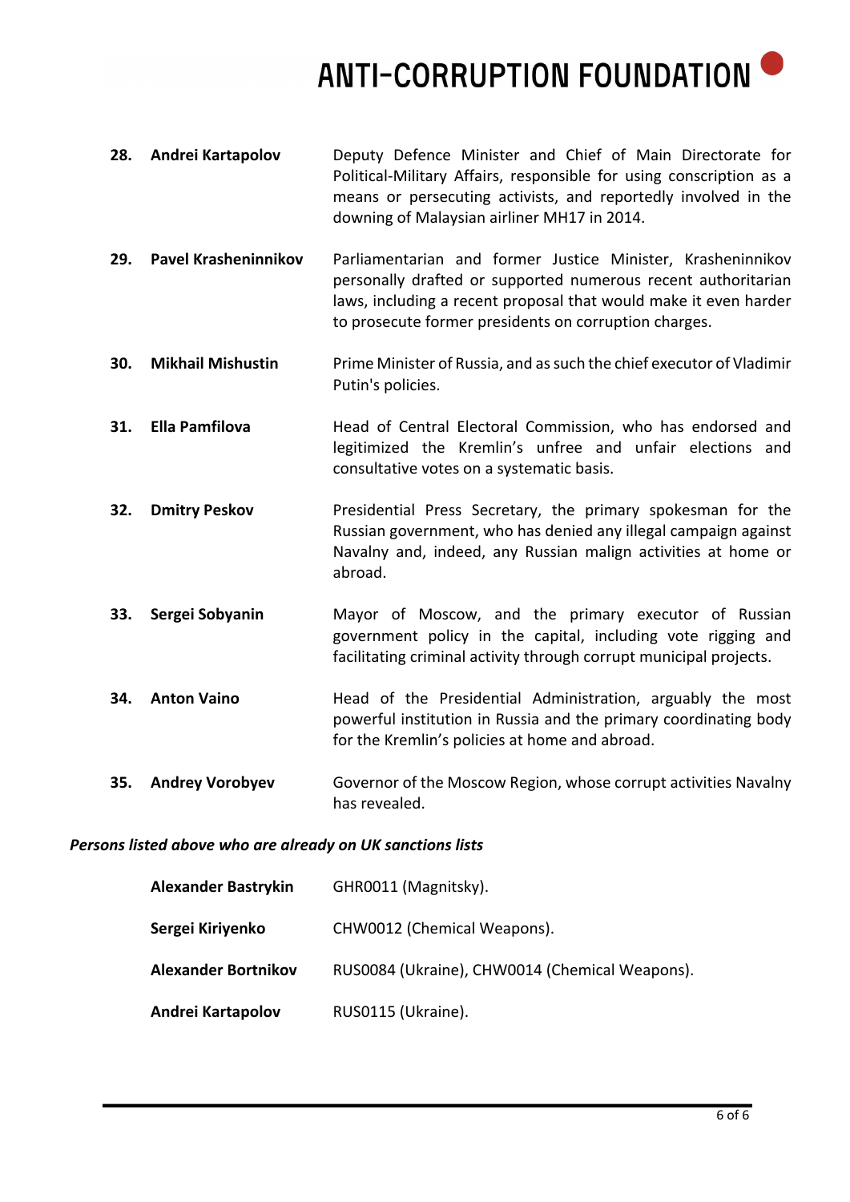| | | |
|---|---|---|
| **28.** | **Andrei Kartapolov** | Deputy Defence Minister and Chief of Main Directorate for Political-Military Affairs, responsible for using conscription as a means or persecuting activists, and reportedly involved in the downing of Malaysian airliner MH17 in 2014. |
| **29.** | **Pavel Krasheninnikov** | Parliamentarian and former Justice Minister, Krasheninnikov personally drafted or supported numerous recent authoritarian laws, including a recent proposal that would make it even harder to prosecute former presidents on corruption charges. |
| **30.** | **Mikhail Mishustin** | Prime Minister of Russia, and as such the chief executor of Vladimir Putin's policies. |
| **31.** | **Ella Pamfilova** | Head of Central Electoral Commission, who has endorsed and legitimized the Kremlin's unfree and unfair elections and consultative votes on a systematic basis. |
| **32.** | **Dmitry Peskov** | Presidential Press Secretary, the primary spokesman for the Russian government, who has denied any illegal campaign against Navalny and, indeed, any Russian malign activities at home or abroad. |
| **33.** | **Sergei Sobyanin** | Mayor of Moscow, and the primary executor of Russian government policy in the capital, including vote rigging and facilitating criminal activity through corrupt municipal projects. |
| **34.** | **Anton Vaino** | Head of the Presidential Administration, arguably the most powerful institution in Russia and the primary coordinating body for the Kremlin's policies at home and abroad. |
| **35.** | **Andrey Vorobyev** | Governor of the Moscow Region, whose corrupt activities Navalny has revealed. |

***Persons listed above who are already on UK sanctions lists***

| | |
|---|---|
| **Alexander Bastrykin** | GHR0011 (Magnitsky). |
| **Sergei Kiriyenko** | CHW0012 (Chemical Weapons). |
| **Alexander Bortnikov** | RUS0084 (Ukraine), CHW0014 (Chemical Weapons). |
| **Andrei Kartapolov** | RUS0115 (Ukraine). |